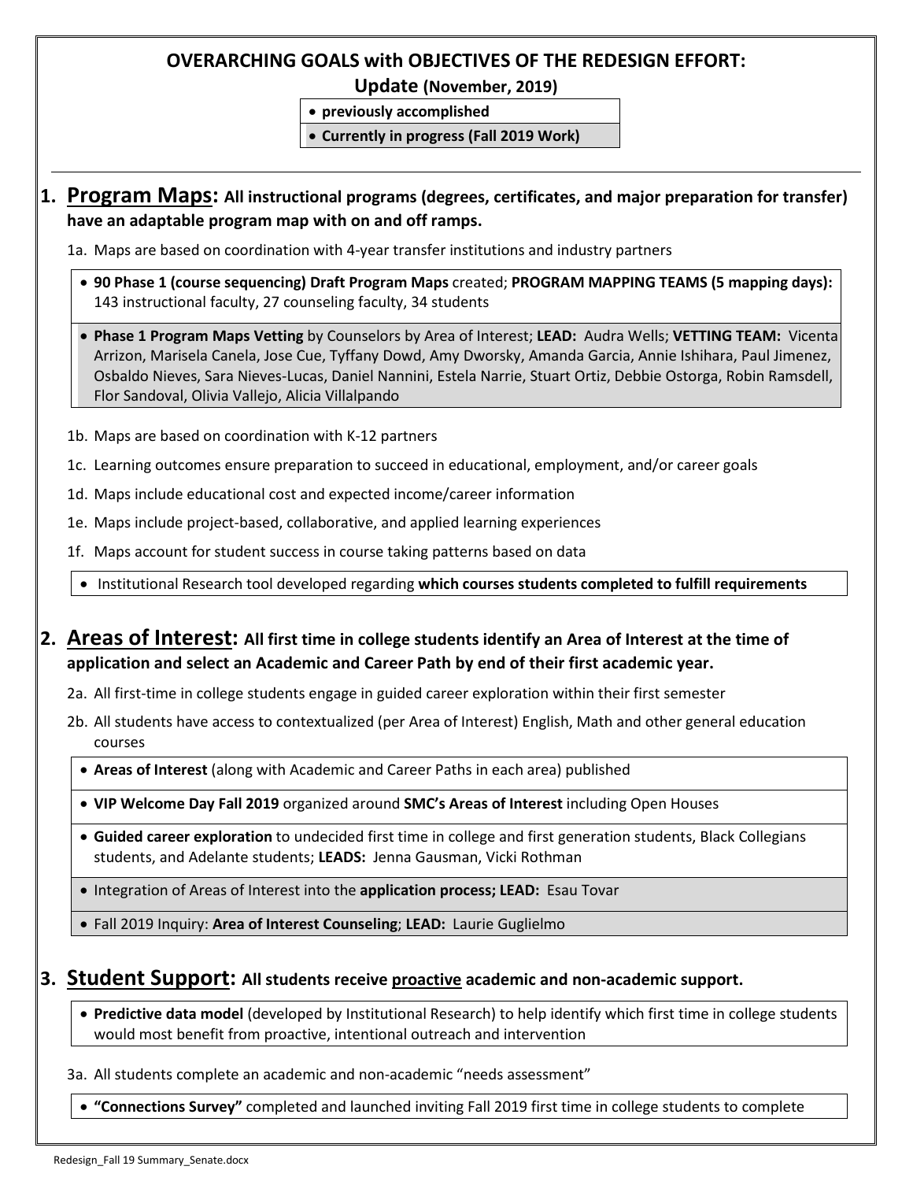# OVERARCHING GOALS with OBJECTIVES OF THE REDESIGN EFFORT:

**Update (November, 2019)**

- **previously accomplished**
- **Currently in progress (Fall 2019 Work)**

---

## 1. Program Maps: All instructional programs (degrees, certificates, and major preparation for transfer) have an adaptable program map with on and off ramps.

1a. Maps are based on coordination with 4-year transfer institutions and industry partners

- **90 Phase 1 (course sequencing) Draft Program Maps** created; **PROGRAM MAPPING TEAMS (5 mapping days):** 143 instructional faculty, 27 counseling faculty, 34 students

- **Phase 1 Program Maps Vetting** by Counselors by Area of Interest; **LEAD:** Audra Wells; **VETTING TEAM:** Vicenta Arrizon, Marisela Canela, Jose Cue, Tyffany Dowd, Amy Dworsky, Amanda Garcia, Annie Ishihara, Paul Jimenez, Osbaldo Nieves, Sara Nieves-Lucas, Daniel Nannini, Estela Narrie, Stuart Ortiz, Debbie Ostorga, Robin Ramsdell, Flor Sandoval, Olivia Vallejo, Alicia Villalpando

1b. Maps are based on coordination with K-12 partners

1c. Learning outcomes ensure preparation to succeed in educational, employment, and/or career goals

1d. Maps include educational cost and expected income/career information

1e. Maps include project-based, collaborative, and applied learning experiences

1f. Maps account for student success in course taking patterns based on data

- Institutional Research tool developed regarding **which courses students completed to fulfill requirements**

## 2. Areas of Interest: All first time in college students identify an Area of Interest at the time of application and select an Academic and Career Path by end of their first academic year.

2a. All first-time in college students engage in guided career exploration within their first semester

2b. All students have access to contextualized (per Area of Interest) English, Math and other general education courses

- **Areas of Interest** (along with Academic and Career Paths in each area) published

- **VIP Welcome Day Fall 2019** organized around **SMC's Areas of Interest** including Open Houses

- **Guided career exploration** to undecided first time in college and first generation students, Black Collegians students, and Adelante students; **LEADS:** Jenna Gausman, Vicki Rothman

- Integration of Areas of Interest into the **application process; LEAD:** Esau Tovar

- Fall 2019 Inquiry: **Area of Interest Counseling**; **LEAD:** Laurie Guglielmo

## 3. Student Support: All students receive proactive academic and non-academic support.

- **Predictive data model** (developed by Institutional Research) to help identify which first time in college students would most benefit from proactive, intentional outreach and intervention

3a. All students complete an academic and non-academic "needs assessment"

- **"Connections Survey"** completed and launched inviting Fall 2019 first time in college students to complete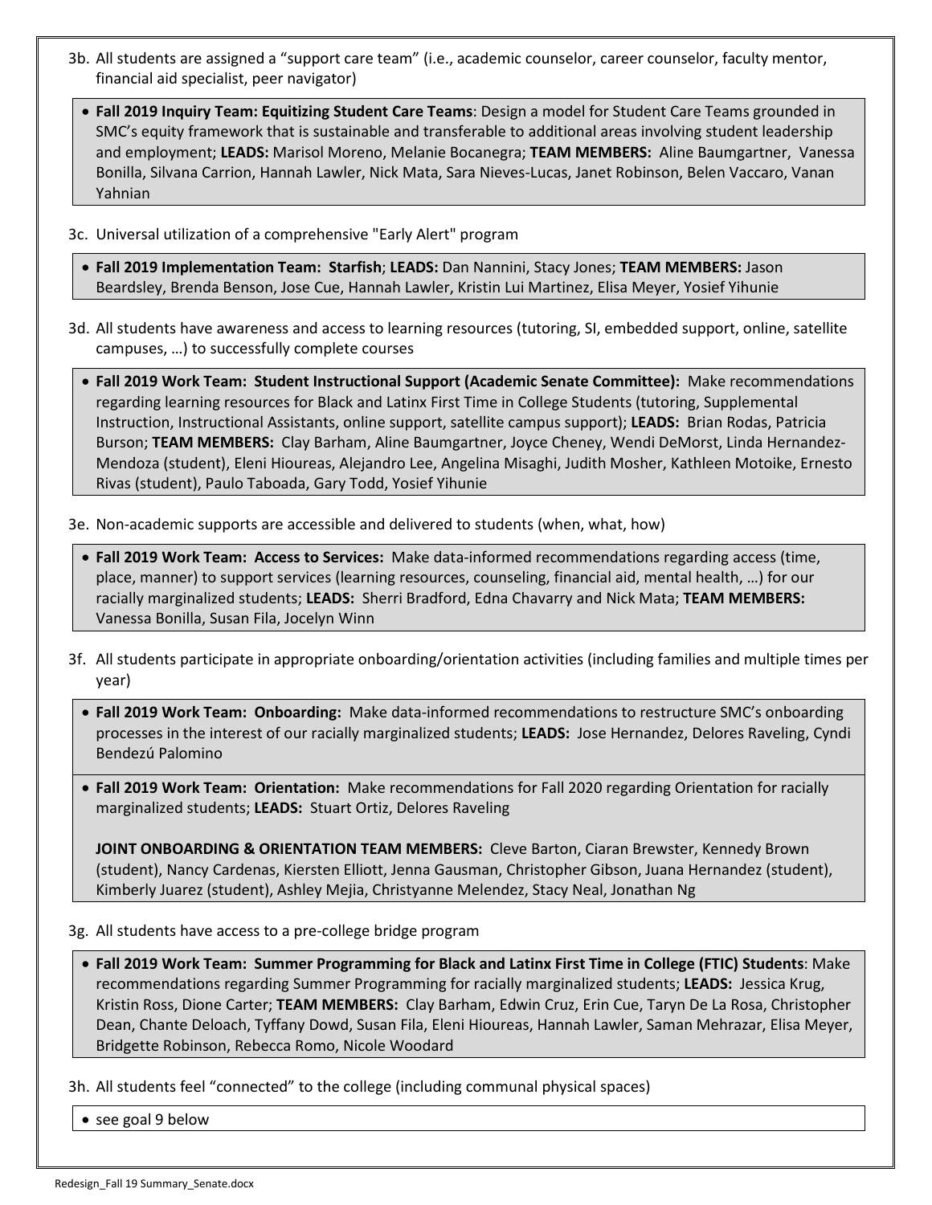3b. All students are assigned a "support care team" (i.e., academic counselor, career counselor, faculty mentor, financial aid specialist, peer navigator)

- **Fall 2019 Inquiry Team: Equitizing Student Care Teams**: Design a model for Student Care Teams grounded in SMC's equity framework that is sustainable and transferable to additional areas involving student leadership and employment; **LEADS:** Marisol Moreno, Melanie Bocanegra; **TEAM MEMBERS:** Aline Baumgartner, Vanessa Bonilla, Silvana Carrion, Hannah Lawler, Nick Mata, Sara Nieves-Lucas, Janet Robinson, Belen Vaccaro, Vanan Yahnian

3c. Universal utilization of a comprehensive "Early Alert" program

- **Fall 2019 Implementation Team: Starfish**; **LEADS:** Dan Nannini, Stacy Jones; **TEAM MEMBERS:** Jason Beardsley, Brenda Benson, Jose Cue, Hannah Lawler, Kristin Lui Martinez, Elisa Meyer, Yosief Yihunie

3d. All students have awareness and access to learning resources (tutoring, SI, embedded support, online, satellite campuses, …) to successfully complete courses

- **Fall 2019 Work Team: Student Instructional Support (Academic Senate Committee):** Make recommendations regarding learning resources for Black and Latinx First Time in College Students (tutoring, Supplemental Instruction, Instructional Assistants, online support, satellite campus support); **LEADS:** Brian Rodas, Patricia Burson; **TEAM MEMBERS:** Clay Barham, Aline Baumgartner, Joyce Cheney, Wendi DeMorst, Linda Hernandez-Mendoza (student), Eleni Hioureas, Alejandro Lee, Angelina Misaghi, Judith Mosher, Kathleen Motoike, Ernesto Rivas (student), Paulo Taboada, Gary Todd, Yosief Yihunie

3e. Non-academic supports are accessible and delivered to students (when, what, how)

- **Fall 2019 Work Team: Access to Services:** Make data-informed recommendations regarding access (time, place, manner) to support services (learning resources, counseling, financial aid, mental health, …) for our racially marginalized students; **LEADS:** Sherri Bradford, Edna Chavarry and Nick Mata; **TEAM MEMBERS:** Vanessa Bonilla, Susan Fila, Jocelyn Winn

3f. All students participate in appropriate onboarding/orientation activities (including families and multiple times per year)

- **Fall 2019 Work Team: Onboarding:** Make data-informed recommendations to restructure SMC's onboarding processes in the interest of our racially marginalized students; **LEADS:** Jose Hernandez, Delores Raveling, Cyndi Bendezú Palomino

- **Fall 2019 Work Team: Orientation:** Make recommendations for Fall 2020 regarding Orientation for racially marginalized students; **LEADS:** Stuart Ortiz, Delores Raveling

  **JOINT ONBOARDING & ORIENTATION TEAM MEMBERS:** Cleve Barton, Ciaran Brewster, Kennedy Brown (student), Nancy Cardenas, Kiersten Elliott, Jenna Gausman, Christopher Gibson, Juana Hernandez (student), Kimberly Juarez (student), Ashley Mejia, Christyanne Melendez, Stacy Neal, Jonathan Ng

3g. All students have access to a pre-college bridge program

- **Fall 2019 Work Team: Summer Programming for Black and Latinx First Time in College (FTIC) Students**: Make recommendations regarding Summer Programming for racially marginalized students; **LEADS:** Jessica Krug, Kristin Ross, Dione Carter; **TEAM MEMBERS:** Clay Barham, Edwin Cruz, Erin Cue, Taryn De La Rosa, Christopher Dean, Chante Deloach, Tyffany Dowd, Susan Fila, Eleni Hioureas, Hannah Lawler, Saman Mehrazar, Elisa Meyer, Bridgette Robinson, Rebecca Romo, Nicole Woodard

3h. All students feel "connected" to the college (including communal physical spaces)

- see goal 9 below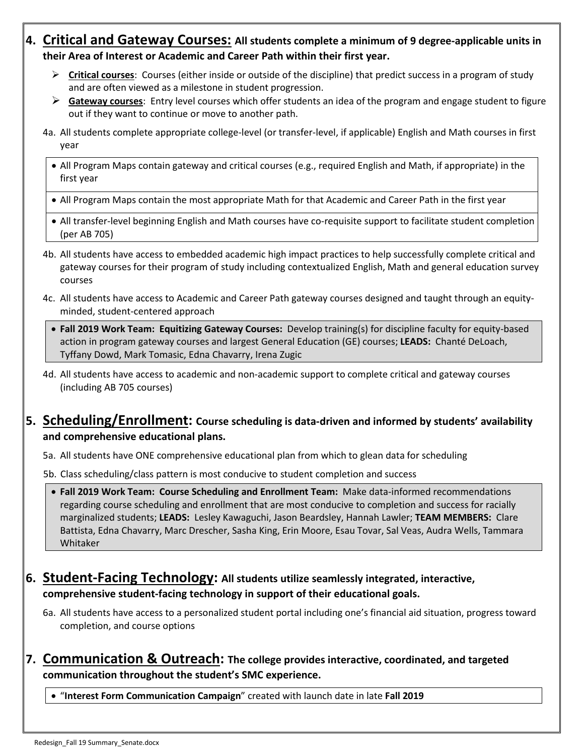## 4. Critical and Gateway Courses: All students complete a minimum of 9 degree-applicable units in their Area of Interest or Academic and Career Path within their first year.

- **Critical courses**: Courses (either inside or outside of the discipline) that predict success in a program of study and are often viewed as a milestone in student progression.
- **Gateway courses**: Entry level courses which offer students an idea of the program and engage student to figure out if they want to continue or move to another path.

4a. All students complete appropriate college-level (or transfer-level, if applicable) English and Math courses in first year

- All Program Maps contain gateway and critical courses (e.g., required English and Math, if appropriate) in the first year
- All Program Maps contain the most appropriate Math for that Academic and Career Path in the first year
- All transfer-level beginning English and Math courses have co-requisite support to facilitate student completion (per AB 705)

4b. All students have access to embedded academic high impact practices to help successfully complete critical and gateway courses for their program of study including contextualized English, Math and general education survey courses

4c. All students have access to Academic and Career Path gateway courses designed and taught through an equity-minded, student-centered approach

- **Fall 2019 Work Team: Equitizing Gateway Courses:** Develop training(s) for discipline faculty for equity-based action in program gateway courses and largest General Education (GE) courses; **LEADS:** Chanté DeLoach, Tyffany Dowd, Mark Tomasic, Edna Chavarry, Irena Zugic

4d. All students have access to academic and non-academic support to complete critical and gateway courses (including AB 705 courses)

## 5. Scheduling/Enrollment: Course scheduling is data-driven and informed by students' availability and comprehensive educational plans.

5a. All students have ONE comprehensive educational plan from which to glean data for scheduling

5b. Class scheduling/class pattern is most conducive to student completion and success

- **Fall 2019 Work Team: Course Scheduling and Enrollment Team:** Make data-informed recommendations regarding course scheduling and enrollment that are most conducive to completion and success for racially marginalized students; **LEADS:** Lesley Kawaguchi, Jason Beardsley, Hannah Lawler; **TEAM MEMBERS:** Clare Battista, Edna Chavarry, Marc Drescher, Sasha King, Erin Moore, Esau Tovar, Sal Veas, Audra Wells, Tammara Whitaker

## 6. Student-Facing Technology: All students utilize seamlessly integrated, interactive, comprehensive student-facing technology in support of their educational goals.

6a. All students have access to a personalized student portal including one's financial aid situation, progress toward completion, and course options

## 7. Communication & Outreach: The college provides interactive, coordinated, and targeted communication throughout the student's SMC experience.

- "**Interest Form Communication Campaign**" created with launch date in late **Fall 2019**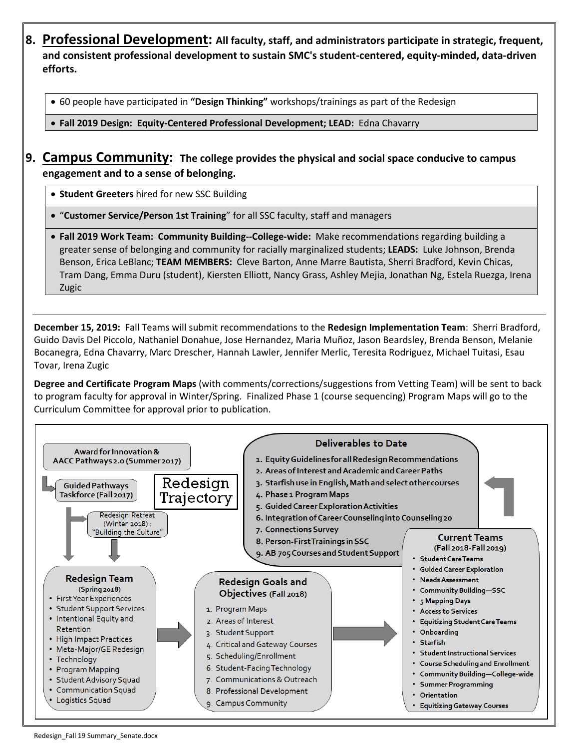## 8. Professional Development: All faculty, staff, and administrators participate in strategic, frequent, and consistent professional development to sustain SMC's student-centered, equity-minded, data-driven efforts.

- 60 people have participated in **"Design Thinking"** workshops/trainings as part of the Redesign
- **Fall 2019 Design: Equity-Centered Professional Development; LEAD:** Edna Chavarry

## 9. Campus Community: The college provides the physical and social space conducive to campus engagement and to a sense of belonging.

- **Student Greeters** hired for new SSC Building
- "**Customer Service/Person 1st Training**" for all SSC faculty, staff and managers
- **Fall 2019 Work Team: Community Building--College-wide:** Make recommendations regarding building a greater sense of belonging and community for racially marginalized students; **LEADS:** Luke Johnson, Brenda Benson, Erica LeBlanc; **TEAM MEMBERS:** Cleve Barton, Anne Marre Bautista, Sherri Bradford, Kevin Chicas, Tram Dang, Emma Duru (student), Kiersten Elliott, Nancy Grass, Ashley Mejia, Jonathan Ng, Estela Ruezga, Irena Zugic

---

**December 15, 2019:** Fall Teams will submit recommendations to the **Redesign Implementation Team**: Sherri Bradford, Guido Davis Del Piccolo, Nathaniel Donahue, Jose Hernandez, Maria Muñoz, Jason Beardsley, Brenda Benson, Melanie Bocanegra, Edna Chavarry, Marc Drescher, Hannah Lawler, Jennifer Merlic, Teresita Rodriguez, Michael Tuitasi, Esau Tovar, Irena Zugic

**Degree and Certificate Program Maps** (with comments/corrections/suggestions from Vetting Team) will be sent to back to program faculty for approval in Winter/Spring. Finalized Phase 1 (course sequencing) Program Maps will go to the Curriculum Committee for approval prior to publication.

Redesign Trajectory

Award for Innovation & AACC Pathways 2.0 (Summer 2017)

Guided Pathways Taskforce (Fall 2017)

Redesign Retreat (Winter 2018): "Building the Culture"

**Redesign Team** (Spring 2018)
- First Year Experiences
- Student Support Services
- Intentional Equity and Retention
- High Impact Practices
- Meta-Major/GE Redesign
- Technology
- Program Mapping
- Student Advisory Squad
- Communication Squad
- Logistics Squad

**Redesign Goals and Objectives** (Fall 2018)
1. Program Maps
2. Areas of Interest
3. Student Support
4. Critical and Gateway Courses
5. Scheduling/Enrollment
6. Student-Facing Technology
7. Communications & Outreach
8. Professional Development
9. Campus Community

**Current Teams** (Fall 2018-Fall 2019)
- Student Care Teams
- Guided Career Exploration
- Needs Assessment
- Community Building—SSC
- 5 Mapping Days
- Access to Services
- Equitizing Student Care Teams
- Onboarding
- Starfish
- Student Instructional Services
- Course Scheduling and Enrollment
- Community Building—College-wide
- Summer Programming
- Orientation
- Equitizing Gateway Courses

**Deliverables to Date**
1. Equity Guidelines for all Redesign Recommendations
2. Areas of Interest and Academic and Career Paths
3. Starfish use in English, Math and select other courses
4. Phase 1 Program Maps
5. Guided Career Exploration Activities
6. Integration of Career Counseling into Counseling 20
7. Connections Survey
8. Person-First Trainings in SSC
9. AB 705 Courses and Student Support

Redesign_Fall 19 Summary_Senate.docx